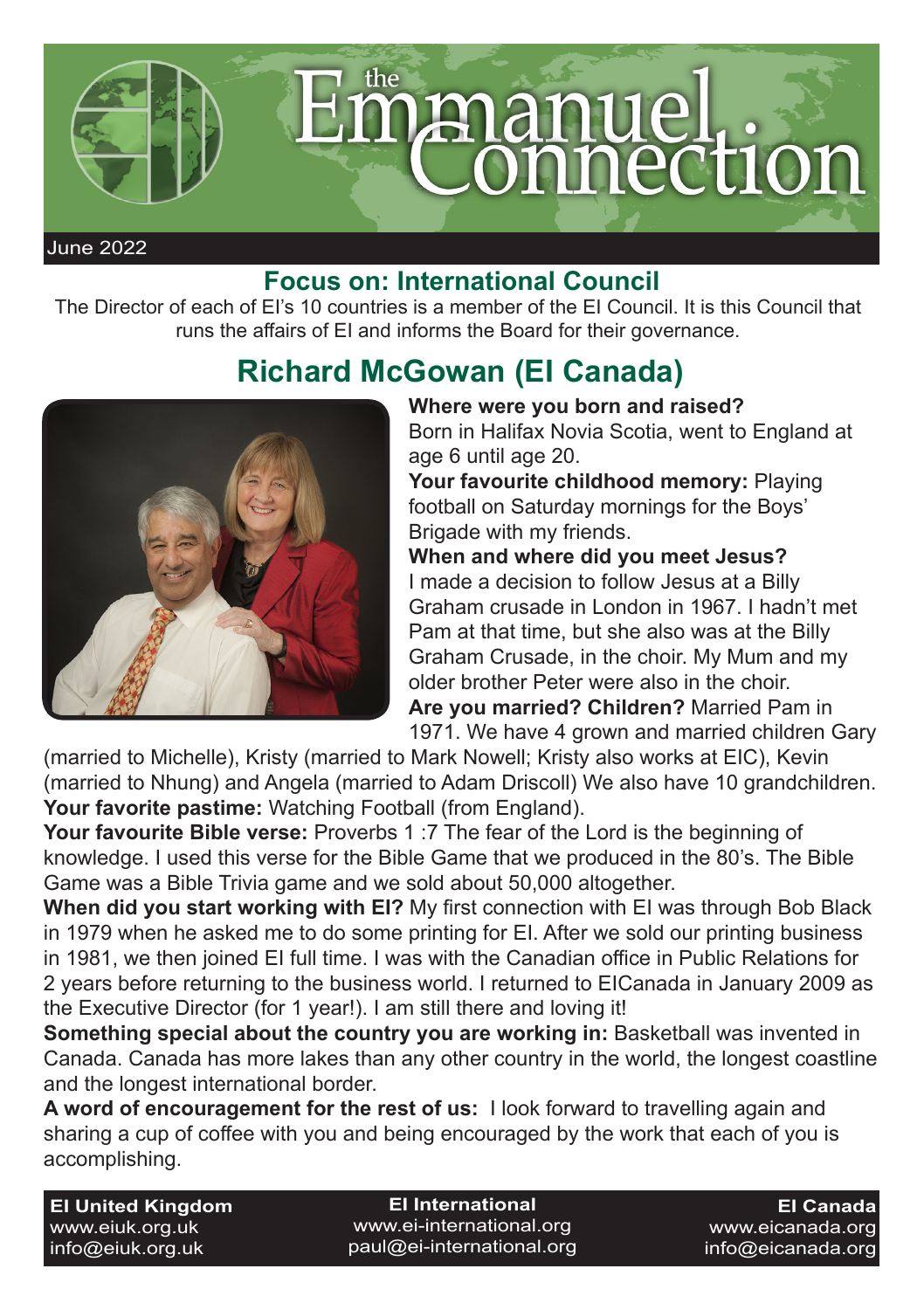# the Emmanuel Connection

June 2022

## Focus on: International Council

The Director of each of EI's 10 countries is a member of the EI Council. It is this Council that runs the affairs of EI and informs the Board for their governance.

## Richard McGowan (EI Canada)

**Where were you born and raised?** Born in Halifax Novia Scotia, went to England at age 6 until age 20.

**Your favourite childhood memory:** Playing football on Saturday mornings for the Boys' Brigade with my friends.

**When and where did you meet Jesus?** I made a decision to follow Jesus at a Billy Graham crusade in London in 1967. I hadn't met Pam at that time, but she also was at the Billy Graham Crusade, in the choir. My Mum and my older brother Peter were also in the choir.

**Are you married? Children?** Married Pam in 1971. We have 4 grown and married children Gary (married to Michelle), Kristy (married to Mark Nowell; Kristy also works at EIC), Kevin (married to Nhung) and Angela (married to Adam Driscoll) We also have 10 grandchildren.

**Your favorite pastime:** Watching Football (from England).

**Your favourite Bible verse:** Proverbs 1 :7 The fear of the Lord is the beginning of knowledge. I used this verse for the Bible Game that we produced in the 80's. The Bible Game was a Bible Trivia game and we sold about 50,000 altogether.

**When did you start working with EI?** My first connection with EI was through Bob Black in 1979 when he asked me to do some printing for EI. After we sold our printing business in 1981, we then joined EI full time. I was with the Canadian office in Public Relations for 2 years before returning to the business world. I returned to EICanada in January 2009 as the Executive Director (for 1 year!). I am still there and loving it!

**Something special about the country you are working in:** Basketball was invented in Canada. Canada has more lakes than any other country in the world, the longest coastline and the longest international border.

**A word of encouragement for the rest of us:** I look forward to travelling again and sharing a cup of coffee with you and being encouraged by the work that each of you is accomplishing.

**EI United Kingdom**
www.eiuk.org.uk
info@eiuk.org.uk

**EI International**
www.ei-international.org
paul@ei-international.org

**EI Canada**
www.eicanada.org
info@eicanada.org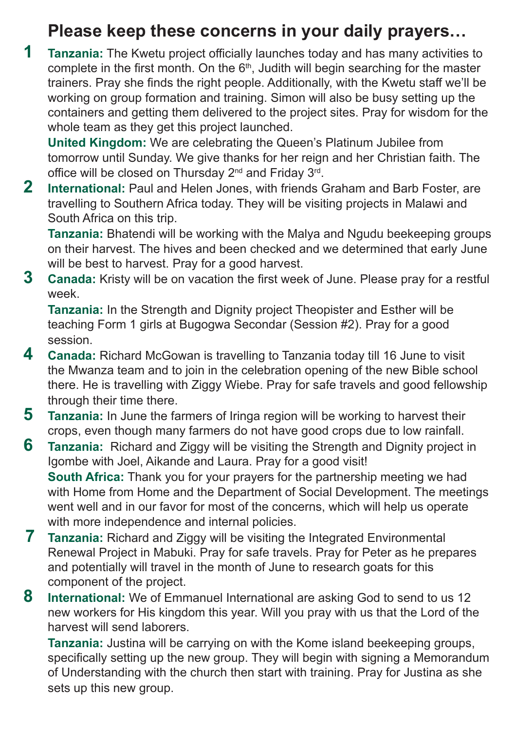# Please keep these concerns in your daily prayers…

**1** **Tanzania:** The Kwetu project officially launches today and has many activities to complete in the first month. On the 6th, Judith will begin searching for the master trainers. Pray she finds the right people. Additionally, with the Kwetu staff we'll be working on group formation and training. Simon will also be busy setting up the containers and getting them delivered to the project sites. Pray for wisdom for the whole team as they get this project launched.

**United Kingdom:** We are celebrating the Queen's Platinum Jubilee from tomorrow until Sunday. We give thanks for her reign and her Christian faith. The office will be closed on Thursday 2nd and Friday 3rd.

**2** **International:** Paul and Helen Jones, with friends Graham and Barb Foster, are travelling to Southern Africa today. They will be visiting projects in Malawi and South Africa on this trip.

**Tanzania:** Bhatendi will be working with the Malya and Ngudu beekeeping groups on their harvest. The hives and been checked and we determined that early June will be best to harvest. Pray for a good harvest.

**3** **Canada:** Kristy will be on vacation the first week of June. Please pray for a restful week.

**Tanzania:** In the Strength and Dignity project Theopister and Esther will be teaching Form 1 girls at Bugogwa Secondar (Session #2). Pray for a good session.

**4** **Canada:** Richard McGowan is travelling to Tanzania today till 16 June to visit the Mwanza team and to join in the celebration opening of the new Bible school there. He is travelling with Ziggy Wiebe. Pray for safe travels and good fellowship through their time there.

**5** **Tanzania:** In June the farmers of Iringa region will be working to harvest their crops, even though many farmers do not have good crops due to low rainfall.

**6** **Tanzania:** Richard and Ziggy will be visiting the Strength and Dignity project in Igombe with Joel, Aikande and Laura. Pray for a good visit!

**South Africa:** Thank you for your prayers for the partnership meeting we had with Home from Home and the Department of Social Development. The meetings went well and in our favor for most of the concerns, which will help us operate with more independence and internal policies.

**7** **Tanzania:** Richard and Ziggy will be visiting the Integrated Environmental Renewal Project in Mabuki. Pray for safe travels. Pray for Peter as he prepares and potentially will travel in the month of June to research goats for this component of the project.

**8** **International:** We of Emmanuel International are asking God to send to us 12 new workers for His kingdom this year. Will you pray with us that the Lord of the harvest will send laborers.

**Tanzania:** Justina will be carrying on with the Kome island beekeeping groups, specifically setting up the new group. They will begin with signing a Memorandum of Understanding with the church then start with training. Pray for Justina as she sets up this new group.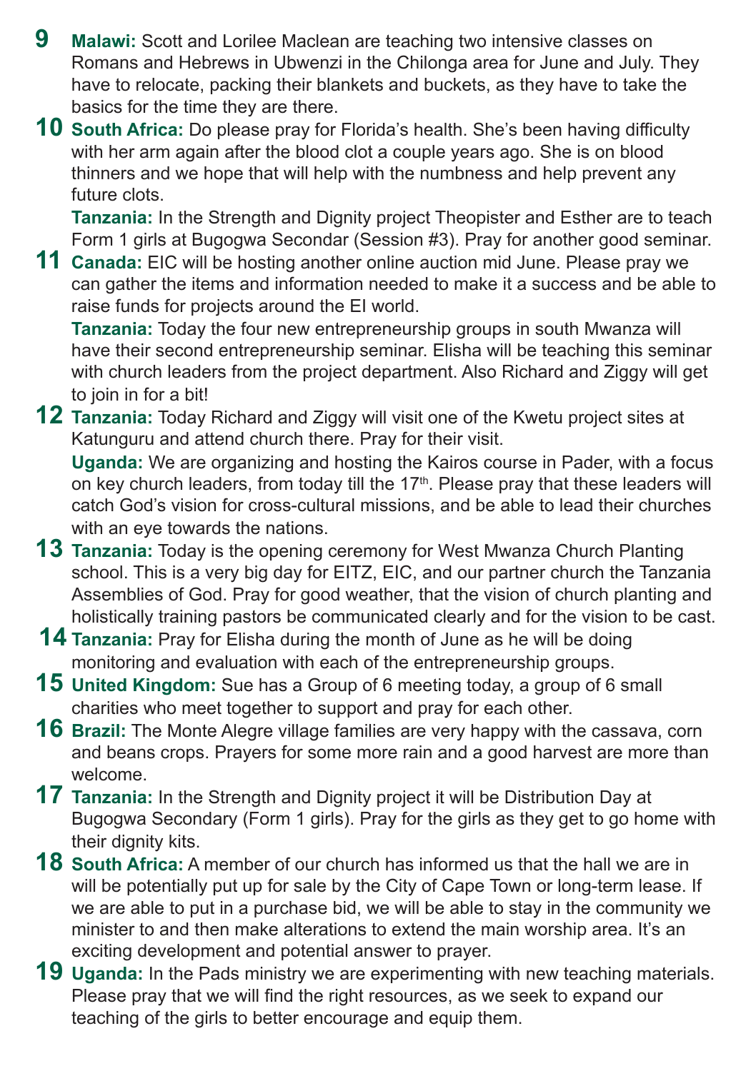**9** **Malawi:** Scott and Lorilee Maclean are teaching two intensive classes on Romans and Hebrews in Ubwenzi in the Chilonga area for June and July. They have to relocate, packing their blankets and buckets, as they have to take the basics for the time they are there.

**10** **South Africa:** Do please pray for Florida's health. She's been having difficulty with her arm again after the blood clot a couple years ago. She is on blood thinners and we hope that will help with the numbness and help prevent any future clots.

**Tanzania:** In the Strength and Dignity project Theopister and Esther are to teach Form 1 girls at Bugogwa Secondar (Session #3). Pray for another good seminar.

**11** **Canada:** EIC will be hosting another online auction mid June. Please pray we can gather the items and information needed to make it a success and be able to raise funds for projects around the EI world.

**Tanzania:** Today the four new entrepreneurship groups in south Mwanza will have their second entrepreneurship seminar. Elisha will be teaching this seminar with church leaders from the project department. Also Richard and Ziggy will get to join in for a bit!

**12** **Tanzania:** Today Richard and Ziggy will visit one of the Kwetu project sites at Katunguru and attend church there. Pray for their visit.

**Uganda:** We are organizing and hosting the Kairos course in Pader, with a focus on key church leaders, from today till the 17th. Please pray that these leaders will catch God's vision for cross-cultural missions, and be able to lead their churches with an eye towards the nations.

**13** **Tanzania:** Today is the opening ceremony for West Mwanza Church Planting school. This is a very big day for EITZ, EIC, and our partner church the Tanzania Assemblies of God. Pray for good weather, that the vision of church planting and holistically training pastors be communicated clearly and for the vision to be cast.

**14** **Tanzania:** Pray for Elisha during the month of June as he will be doing monitoring and evaluation with each of the entrepreneurship groups.

**15** **United Kingdom:** Sue has a Group of 6 meeting today, a group of 6 small charities who meet together to support and pray for each other.

**16** **Brazil:** The Monte Alegre village families are very happy with the cassava, corn and beans crops. Prayers for some more rain and a good harvest are more than welcome.

**17** **Tanzania:** In the Strength and Dignity project it will be Distribution Day at Bugogwa Secondary (Form 1 girls). Pray for the girls as they get to go home with their dignity kits.

**18** **South Africa:** A member of our church has informed us that the hall we are in will be potentially put up for sale by the City of Cape Town or long-term lease. If we are able to put in a purchase bid, we will be able to stay in the community we minister to and then make alterations to extend the main worship area. It's an exciting development and potential answer to prayer.

**19** **Uganda:** In the Pads ministry we are experimenting with new teaching materials. Please pray that we will find the right resources, as we seek to expand our teaching of the girls to better encourage and equip them.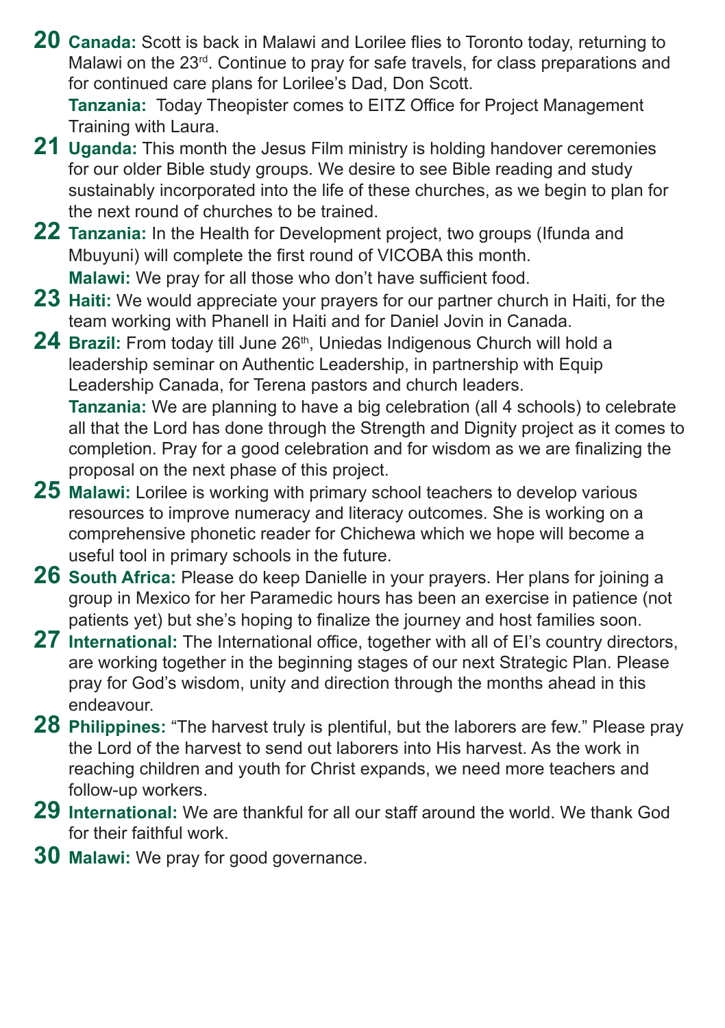**20** **Canada:** Scott is back in Malawi and Lorilee flies to Toronto today, returning to Malawi on the 23rd. Continue to pray for safe travels, for class preparations and for continued care plans for Lorilee's Dad, Don Scott.

**Tanzania:** Today Theopister comes to EITZ Office for Project Management Training with Laura.

**21** **Uganda:** This month the Jesus Film ministry is holding handover ceremonies for our older Bible study groups. We desire to see Bible reading and study sustainably incorporated into the life of these churches, as we begin to plan for the next round of churches to be trained.

**22** **Tanzania:** In the Health for Development project, two groups (Ifunda and Mbuyuni) will complete the first round of VICOBA this month.

**Malawi:** We pray for all those who don't have sufficient food.

**23** **Haiti:** We would appreciate your prayers for our partner church in Haiti, for the team working with Phanell in Haiti and for Daniel Jovin in Canada.

**24** **Brazil:** From today till June 26th, Uniedas Indigenous Church will hold a leadership seminar on Authentic Leadership, in partnership with Equip Leadership Canada, for Terena pastors and church leaders.

**Tanzania:** We are planning to have a big celebration (all 4 schools) to celebrate all that the Lord has done through the Strength and Dignity project as it comes to completion. Pray for a good celebration and for wisdom as we are finalizing the proposal on the next phase of this project.

**25** **Malawi:** Lorilee is working with primary school teachers to develop various resources to improve numeracy and literacy outcomes. She is working on a comprehensive phonetic reader for Chichewa which we hope will become a useful tool in primary schools in the future.

**26** **South Africa:** Please do keep Danielle in your prayers. Her plans for joining a group in Mexico for her Paramedic hours has been an exercise in patience (not patients yet) but she's hoping to finalize the journey and host families soon.

**27** **International:** The International office, together with all of EI's country directors, are working together in the beginning stages of our next Strategic Plan. Please pray for God's wisdom, unity and direction through the months ahead in this endeavour.

**28** **Philippines:** "The harvest truly is plentiful, but the laborers are few." Please pray the Lord of the harvest to send out laborers into His harvest. As the work in reaching children and youth for Christ expands, we need more teachers and follow-up workers.

**29** **International:** We are thankful for all our staff around the world. We thank God for their faithful work.

**30** **Malawi:** We pray for good governance.